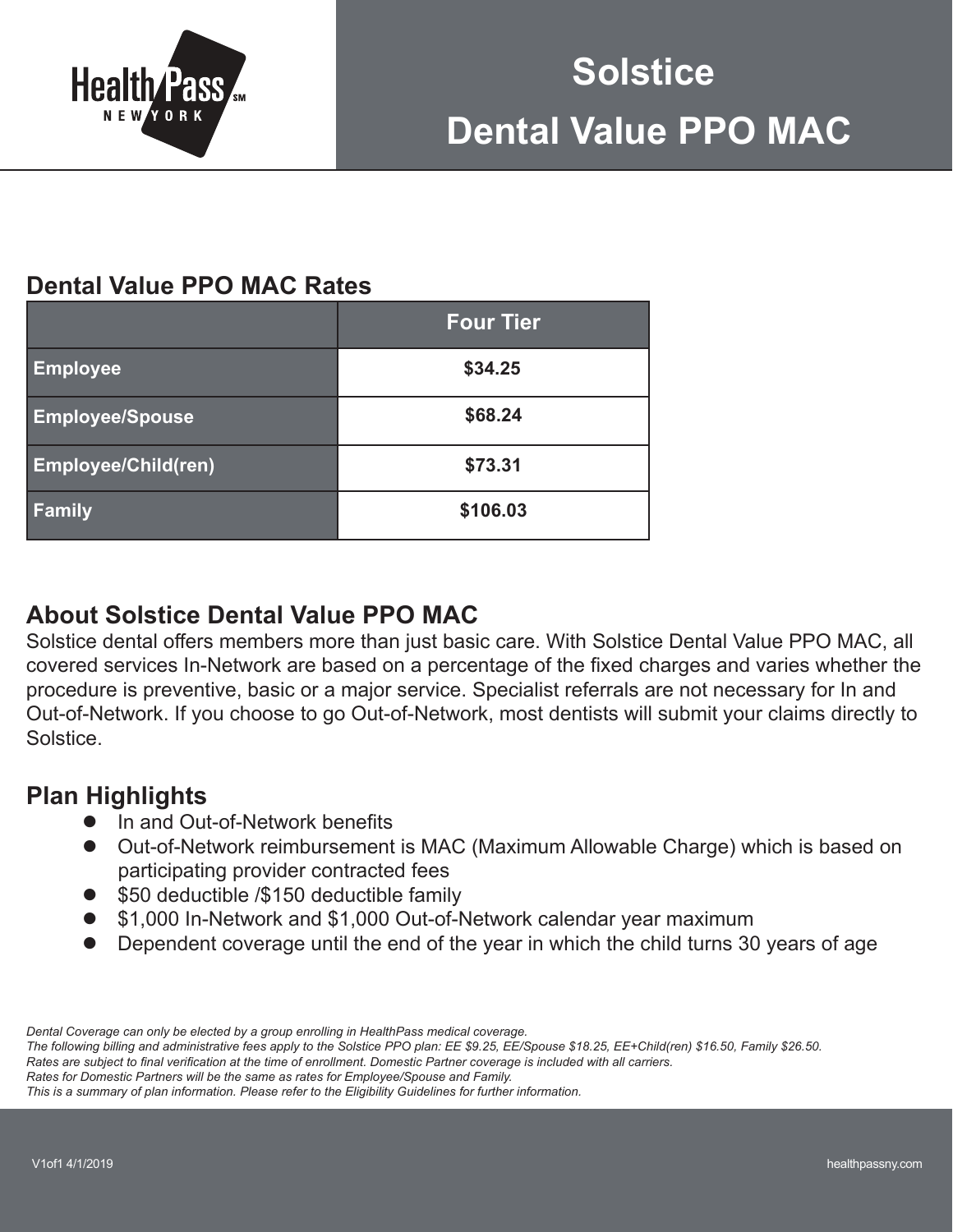HealthPass NEW YORK

# Solstice Dental Value PPO MAC

## Dental Value PPO MAC Rates

| | Four Tier |
|---|---|
| Employee | $34.25 |
| Employee/Spouse | $68.24 |
| Employee/Child(ren) | $73.31 |
| Family | $106.03 |

## About Solstice Dental Value PPO MAC

Solstice dental offers members more than just basic care. With Solstice Dental Value PPO MAC, all covered services In-Network are based on a percentage of the fixed charges and varies whether the procedure is preventive, basic or a major service. Specialist referrals are not necessary for In and Out-of-Network. If you choose to go Out-of-Network, most dentists will submit your claims directly to Solstice.

## Plan Highlights

- In and Out-of-Network benefits
- Out-of-Network reimbursement is MAC (Maximum Allowable Charge) which is based on participating provider contracted fees
- $50 deductible /$150 deductible family
- $1,000 In-Network and $1,000 Out-of-Network calendar year maximum
- Dependent coverage until the end of the year in which the child turns 30 years of age

*Dental Coverage can only be elected by a group enrolling in HealthPass medical coverage.*
*The following billing and administrative fees apply to the Solstice PPO plan: EE $9.25, EE/Spouse $18.25, EE+Child(ren) $16.50, Family $26.50.*
*Rates are subject to final verification at the time of enrollment. Domestic Partner coverage is included with all carriers.*
*Rates for Domestic Partners will be the same as rates for Employee/Spouse and Family.*
*This is a summary of plan information. Please refer to the Eligibility Guidelines for further information.*

V1of1 4/1/2019

healthpassny.com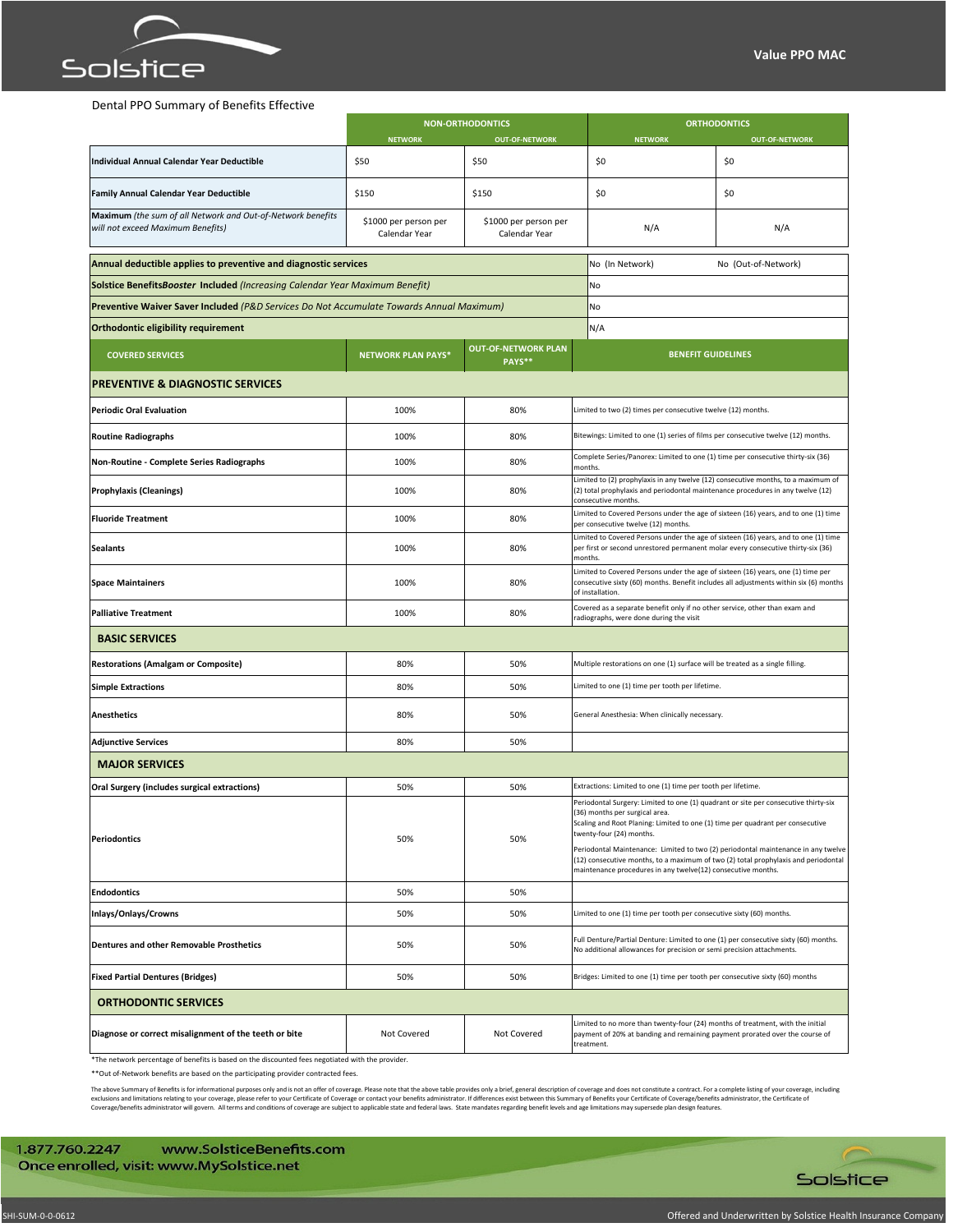# Value PPO MAC

Dental PPO Summary of Benefits Effective

| | NON-ORTHODONTICS | | ORTHODONTICS | |
|---|---|---|---|---|
| | NETWORK | OUT-OF-NETWORK | NETWORK | OUT-OF-NETWORK |
| **Individual Annual Calendar Year Deductible** | $50 | $50 | $0 | $0 |
| **Family Annual Calendar Year Deductible** | $150 | $150 | $0 | $0 |
| **Maximum** *(the sum of all Network and Out-of-Network benefits will not exceed Maximum Benefits)* | $1000 per person per Calendar Year | $1000 per person per Calendar Year | N/A | N/A |

| | | |
|---|---|---|
| **Annual deductible applies to preventive and diagnostic services** | No (In Network) | No (Out-of-Network) |
| **Solstice Benefits*Booster* Included** *(Increasing Calendar Year Maximum Benefit)* | No | |
| **Preventive Waiver Saver Included** *(P&D Services Do Not Accumulate Towards Annual Maximum)* | No | |
| **Orthodontic eligibility requirement** | N/A | |

| COVERED SERVICES | NETWORK PLAN PAYS* | OUT-OF-NETWORK PLAN PAYS** | BENEFIT GUIDELINES |
|---|---|---|---|
| **PREVENTIVE & DIAGNOSTIC SERVICES** | | | |
| **Periodic Oral Evaluation** | 100% | 80% | Limited to two (2) times per consecutive twelve (12) months. |
| **Routine Radiographs** | 100% | 80% | Bitewings: Limited to one (1) series of films per consecutive twelve (12) months. |
| **Non-Routine - Complete Series Radiographs** | 100% | 80% | Complete Series/Panorex: Limited to one (1) time per consecutive thirty-six (36) months. |
| **Prophylaxis (Cleanings)** | 100% | 80% | Limited to (2) prophylaxis in any twelve (12) consecutive months, to a maximum of (2) total prophylaxis and periodontal maintenance procedures in any twelve (12) consecutive months. |
| **Fluoride Treatment** | 100% | 80% | Limited to Covered Persons under the age of sixteen (16) years, and to one (1) time per consecutive twelve (12) months. |
| **Sealants** | 100% | 80% | Limited to Covered Persons under the age of sixteen (16) years, and to one (1) time per first or second unrestored permanent molar every consecutive thirty-six (36) months. |
| **Space Maintainers** | 100% | 80% | Limited to Covered Persons under the age of sixteen (16) years, one (1) time per consecutive sixty (60) months. Benefit includes all adjustments within six (6) months of installation. |
| **Palliative Treatment** | 100% | 80% | Covered as a separate benefit only if no other service, other than exam and radiographs, were done during the visit |
| **BASIC SERVICES** | | | |
| **Restorations (Amalgam or Composite)** | 80% | 50% | Multiple restorations on one (1) surface will be treated as a single filling. |
| **Simple Extractions** | 80% | 50% | Limited to one (1) time per tooth per lifetime. |
| **Anesthetics** | 80% | 50% | General Anesthesia: When clinically necessary. |
| **Adjunctive Services** | 80% | 50% | |
| **MAJOR SERVICES** | | | |
| **Oral Surgery (includes surgical extractions)** | 50% | 50% | Extractions: Limited to one (1) time per tooth per lifetime. |
| **Periodontics** | 50% | 50% | Periodontal Surgery: Limited to one (1) quadrant or site per consecutive thirty-six (36) months per surgical area. Scaling and Root Planing: Limited to one (1) time per quadrant per consecutive twenty-four (24) months. Periodontal Maintenance: Limited to two (2) periodontal maintenance in any twelve (12) consecutive months, to a maximum of two (2) total prophylaxis and periodontal maintenance procedures in any twelve(12) consecutive months. |
| **Endodontics** | 50% | 50% | |
| **Inlays/Onlays/Crowns** | 50% | 50% | Limited to one (1) time per tooth per consecutive sixty (60) months. |
| **Dentures and other Removable Prosthetics** | 50% | 50% | Full Denture/Partial Denture: Limited to one (1) per consecutive sixty (60) months. No additional allowances for precision or semi precision attachments. |
| **Fixed Partial Dentures (Bridges)** | 50% | 50% | Bridges: Limited to one (1) time per tooth per consecutive sixty (60) months |
| **ORTHODONTIC SERVICES** | | | |
| **Diagnose or correct misalignment of the teeth or bite** | Not Covered | Not Covered | Limited to no more than twenty-four (24) months of treatment, with the initial payment of 20% at banding and remaining payment prorated over the course of treatment. |

*The network percentage of benefits is based on the discounted fees negotiated with the provider.

**Out of-Network benefits are based on the participating provider contracted fees.

The above Summary of Benefits is for informational purposes only and is not an offer of coverage. Please note that the above table provides only a brief, general description of coverage and does not constitute a contract. For a complete listing of your coverage, including exclusions and limitations relating to your coverage, please refer to your Certificate of Coverage or contact your benefits administrator. If differences exist between this Summary of Benefits your Certificate of Coverage/benefits administrator, the Certificate of Coverage/benefits administrator will govern. All terms and conditions of coverage are subject to applicable state and federal laws. State mandates regarding benefit levels and age limitations may supersede plan design features.

1.877.760.2247 www.SolsticeBenefits.com
Once enrolled, visit: www.MySolstice.net

SHI-SUM-0-0-0612

Offered and Underwritten by Solstice Health Insurance Company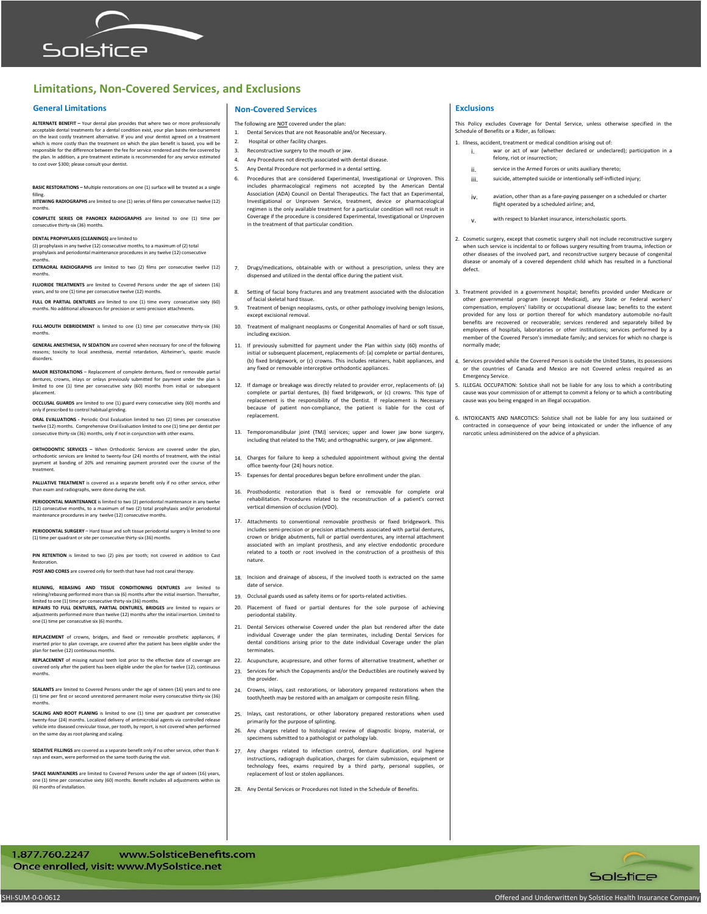# Limitations, Non-Covered Services, and Exclusions

## General Limitations

**ALTERNATE BENEFIT –** Your dental plan provides that where two or more professionally acceptable dental treatments for a dental condition exist, your plan bases reimbursement on the least costly treatment alternative. If you and your dentist agreed on a treatment which is more costly than the treatment on which the plan benefit is based, you will be responsible for the difference between the fee for service rendered and the fee covered by the plan. In addition, a pre-treatment estimate is recommended for any service estimated to cost over $300; please consult your dentist.

**BASIC RESTORATIONS –** Multiple restorations on one (1) surface will be treated as a single filling.

**BITEWING RADIOGRAPHS** are limited to one (1) series of films per consecutive twelve (12) months.

**COMPLETE SERIES OR PANOREX RADIOGRAPHS** are limited to one (1) time per consecutive thirty-six (36) months.

**DENTAL PROPHYLAXIS (CLEANINGS)** are limited to (2) prophylaxis in any twelve (12) consecutive months, to a maximum of (2) total prophylaxis and periodontal maintenance procedures in any twelve (12) consecutive months.

**EXTRAORAL RADIOGRAPHS** are limited to two (2) films per consecutive twelve (12) months.

**FLUORIDE TREATMENTS** are limited to Covered Persons under the age of sixteen (16) years, and to one (1) time per consecutive twelve (12) months.

**FULL OR PARTIAL DENTURES** are limited to one (1) time every consecutive sixty (60) months. No additional allowances for precision or semi-precision attachments.

**FULL-MOUTH DEBRIDEMENT** is limited to one (1) time per consecutive thirty-six (36) months.

**GENERAL ANESTHESIA, IV SEDATION** are covered when necessary for one of the following reasons; toxicity to local anesthesia, mental retardation, Alzheimer's, spastic muscle disorders.

**MAJOR RESTORATIONS –** Replacement of complete dentures, fixed or removable partial dentures, crowns, inlays or onlays previously submitted for payment under the plan is limited to one (1) time per consecutive sixty (60) months from initial or subsequent placement.

**OCCLUSAL GUARDS** are limited to one (1) guard every consecutive sixty (60) months and only if prescribed to control habitual grinding.

**ORAL EVALUATIONS -** Periodic Oral Evaluation limited to two (2) times per consecutive twelve (12) months. Comprehensive Oral Evaluation limited to one (1) time per dentist per consecutive thirty-six (36) months, only if not in conjunction with other exams.

**ORTHODONTIC SERVICES –** When Orthodontic Services are covered under the plan, orthodontic services are limited to twenty-four (24) months of treatment, with the initial payment at banding of 20% and remaining payment prorated over the course of the treatment.

**PALLIATIVE TREATMENT** is covered as a separate benefit only if no other service, other than exam and radiographs, were done during the visit.

**PERIODONTAL MAINTENANCE** is limited to two (2) periodontal maintenance in any twelve (12) consecutive months, to a maximum of two (2) total prophylaxis and/or periodontal maintenance procedures in any twelve (12) consecutive months.

**PERIODONTAL SURGERY** – Hard tissue and soft tissue periodontal surgery is limited to one (1) time per quadrant or site per consecutive thirty-six (36) months.

**PIN RETENTION** is limited to two (2) pins per tooth; not covered in addition to Cast Restoration.

**POST AND CORES** are covered only for teeth that have had root canal therapy.

**RELINING, REBASING AND TISSUE CONDITIONING DENTURES** are limited to relining/rebasing performed more than six (6) months after the initial insertion. Thereafter, limited to one (1) time per consecutive thirty-six (36) months.

**REPAIRS TO FULL DENTURES, PARTIAL DENTURES, BRIDGES** are limited to repairs or adjustments performed more than twelve (12) months after the initial insertion. Limited to one (1) time per consecutive six (6) months.

**REPLACEMENT** of crowns, bridges, and fixed or removable prosthetic appliances, if inserted prior to plan coverage, are covered after the patient has been eligible under the plan for twelve (12) continuous months.

**REPLACEMENT** of missing natural teeth lost prior to the effective date of coverage are covered only after the patient has been eligible under the plan for twelve (12), continuous months.

**SEALANTS** are limited to Covered Persons under the age of sixteen (16) years and to one (1) time per first or second unrestored permanent molar every consecutive thirty-six (36) months.

**SCALING AND ROOT PLANING** is limited to one (1) time per quadrant per consecutive twenty-four (24) months. Localized delivery of antimicrobial agents via controlled release vehicle into diseased crevicular tissue, per tooth, by report, is not covered when performed on the same day as root planing and scaling.

**SEDATIVE FILLINGS** are covered as a separate benefit only if no other service, other than X-rays and exam, were performed on the same tooth during the visit.

**SPACE MAINTAINERS** are limited to Covered Persons under the age of sixteen (16) years, one (1) time per consecutive sixty (60) months. Benefit includes all adjustments within six (6) months of installation.

## Non-Covered Services

The following are NOT covered under the plan:

1. Dental Services that are not Reasonable and/or Necessary.
2. Hospital or other facility charges.
3. Reconstructive surgery to the mouth or jaw.
4. Any Procedures not directly associated with dental disease.
5. Any Dental Procedure not performed in a dental setting.
6. Procedures that are considered Experimental, Investigational or Unproven. This includes pharmacological regimens not accepted by the American Dental Association (ADA) Council on Dental Therapeutics. The fact that an Experimental, Investigational or Unproven Service, treatment, device or pharmacological regimen is the only available treatment for a particular condition will not result in Coverage if the procedure is considered Experimental, Investigational or Unproven in the treatment of that particular condition.
7. Drugs/medications, obtainable with or without a prescription, unless they are dispensed and utilized in the dental office during the patient visit.
8. Setting of facial bony fractures and any treatment associated with the dislocation of facial skeletal hard tissue.
9. Treatment of benign neoplasms, cysts, or other pathology involving benign lesions, except excisional removal.
10. Treatment of malignant neoplasms or Congenital Anomalies of hard or soft tissue, including excision.
11. If previously submitted for payment under the Plan within sixty (60) months of initial or subsequent placement, replacements of: (a) complete or partial dentures, (b) fixed bridgework, or (c) crowns. This includes retainers, habit appliances, and any fixed or removable interceptive orthodontic appliances.
12. If damage or breakage was directly related to provider error, replacements of: (a) complete or partial dentures, (b) fixed bridgework, or (c) crowns. This type of replacement is the responsibility of the Dentist. If replacement is Necessary because of patient non-compliance, the patient is liable for the cost of replacement.
13. Temporomandibular joint (TMJ) services; upper and lower jaw bone surgery, including that related to the TMJ; and orthognathic surgery, or jaw alignment.
14. Charges for failure to keep a scheduled appointment without giving the dental office twenty-four (24) hours notice.
15. Expenses for dental procedures begun before enrollment under the plan.
16. Prosthodontic restoration that is fixed or removable for complete oral rehabilitation. Procedures related to the reconstruction of a patient's correct vertical dimension of occlusion (VDO).
17. Attachments to conventional removable prosthesis or fixed bridgework. This includes semi-precision or precision attachments associated with partial dentures, crown or bridge abutments, full or partial overdentures, any internal attachment associated with an implant prosthesis, and any elective endodontic procedure related to a tooth or root involved in the construction of a prosthesis of this nature.
18. Incision and drainage of abscess, if the involved tooth is extracted on the same date of service.
19. Occlusal guards used as safety items or for sports-related activities.
20. Placement of fixed or partial dentures for the sole purpose of achieving periodontal stability.
21. Dental Services otherwise Covered under the plan but rendered after the date individual Coverage under the plan terminates, including Dental Services for dental conditions arising prior to the date individual Coverage under the plan terminates.
22. Acupuncture, acupressure, and other forms of alternative treatment, whether or
23. Services for which the Copayments and/or the Deductibles are routinely waived by the provider.
24. Crowns, inlays, cast restorations, or laboratory prepared restorations when the tooth/teeth may be restored with an amalgam or composite resin filling.
25. Inlays, cast restorations, or other laboratory prepared restorations when used primarily for the purpose of splinting.
26. Any charges related to histological review of diagnostic biopsy, material, or specimens submitted to a pathologist or pathology lab.
27. Any charges related to infection control, denture duplication, oral hygiene instructions, radiograph duplication, charges for claim submission, equipment or technology fees, exams required by a third party, personal supplies, or replacement of lost or stolen appliances.
28. Any Dental Services or Procedures not listed in the Schedule of Benefits.

## Exclusions

This Policy excludes Coverage for Dental Service, unless otherwise specified in the Schedule of Benefits or a Rider, as follows:

1. Illness, accident, treatment or medical condition arising out of:
   - i. war or act of war (whether declared or undeclared); participation in a felony, riot or insurrection;
   - ii. service in the Armed Forces or units auxiliary thereto;
   - iii. suicide, attempted suicide or intentionally self-inflicted injury;
   - iv. aviation, other than as a fare-paying passenger on a scheduled or charter flight operated by a scheduled airline; and,
   - v. with respect to blanket insurance, interscholastic sports.
2. Cosmetic surgery, except that cosmetic surgery shall not include reconstructive surgery when such service is incidental to or follows surgery resulting from trauma, infection or other diseases of the involved part, and reconstructive surgery because of congenital disease or anomaly of a covered dependent child which has resulted in a functional defect.
3. Treatment provided in a government hospital; benefits provided under Medicare or other governmental program (except Medicaid), any State or Federal workers' compensation, employers' liability or occupational disease law; benefits to the extent provided for any loss or portion thereof for which mandatory automobile no-fault benefits are recovered or recoverable; services rendered and separately billed by employees of hospitals, laboratories or other institutions; services performed by a member of the Covered Person's immediate family; and services for which no charge is normally made;
4. Services provided while the Covered Person is outside the United States, its possessions or the countries of Canada and Mexico are not Covered unless required as an Emergency Service.
5. ILLEGAL OCCUPATION: Solstice shall not be liable for any loss to which a contributing cause was your commission of or attempt to commit a felony or to which a contributing cause was you being engaged in an illegal occupation.
6. INTOXICANTS AND NARCOTICS: Solstice shall not be liable for any loss sustained or contracted in consequence of your being intoxicated or under the influence of any narcotic unless administered on the advice of a physician.

1.877.760.2247 www.SolsticeBenefits.com
Once enrolled, visit: www.MySolstice.net

SHI-SUM-0-0-0612

Offered and Underwritten by Solstice Health Insurance Company